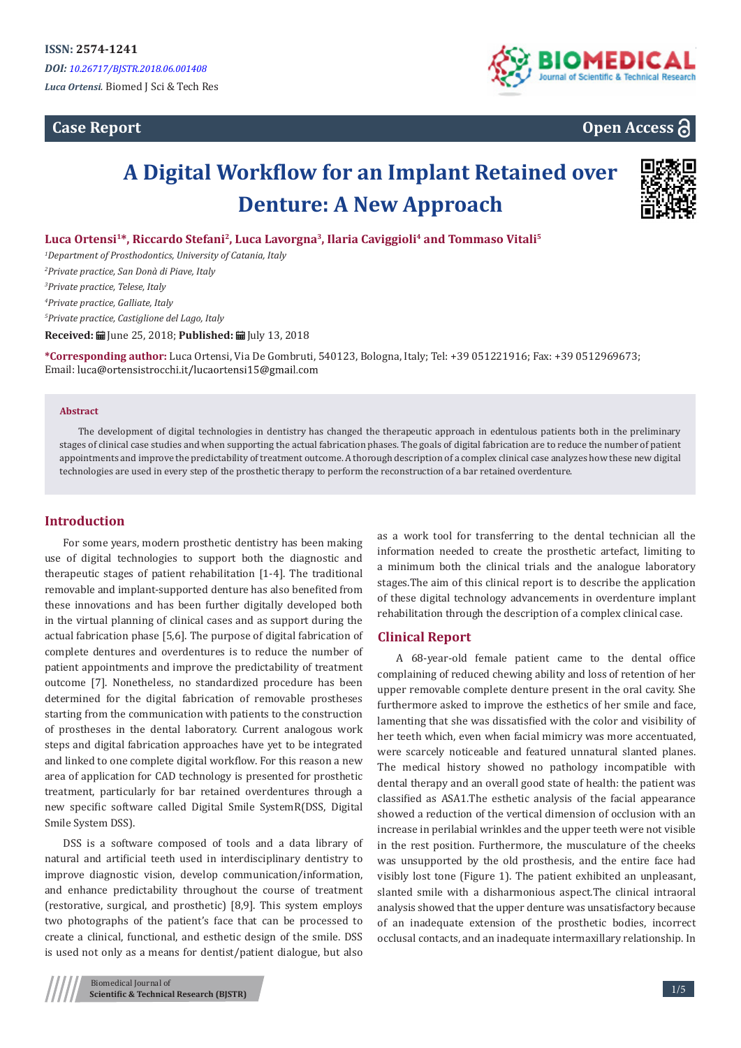ISSN: 2574-1241

*DOI: 10.26717/BJSTR.2018.06.001408*

*Luca Ortensi.* Biomed J Sci & Tech Res

**Case Report** **Open Access**

# A Digital Workflow for an Implant Retained over Denture: A New Approach

**Luca Ortensi[1]*, Riccardo Stefani[2], Luca Lavorgna[3], Ilaria Caviggioli[4] and Tommaso Vitali[5]**

[1]*Department of Prosthodontics, University of Catania, Italy*

[2]*Private practice, San Donà di Piave, Italy*

[3]*Private practice, Telese, Italy*

[4]*Private practice, Galliate, Italy*

[5]*Private practice, Castiglione del Lago, Italy*

**Received:** June 25, 2018; **Published:** July 13, 2018

***Corresponding author:** Luca Ortensi, Via De Gombruti, 540123, Bologna, Italy; Tel: +39 051221916; Fax: +39 0512969673; Email: luca@ortensistrocchi.it/lucaortensi15@gmail.com

**Abstract**

The development of digital technologies in dentistry has changed the therapeutic approach in edentulous patients both in the preliminary stages of clinical case studies and when supporting the actual fabrication phases. The goals of digital fabrication are to reduce the number of patient appointments and improve the predictability of treatment outcome. A thorough description of a complex clinical case analyzes how these new digital technologies are used in every step of the prosthetic therapy to perform the reconstruction of a bar retained overdenture.

## Introduction

For some years, modern prosthetic dentistry has been making use of digital technologies to support both the diagnostic and therapeutic stages of patient rehabilitation [1-4]. The traditional removable and implant-supported denture has also benefited from these innovations and has been further digitally developed both in the virtual planning of clinical cases and as support during the actual fabrication phase [5,6]. The purpose of digital fabrication of complete dentures and overdentures is to reduce the number of patient appointments and improve the predictability of treatment outcome [7]. Nonetheless, no standardized procedure has been determined for the digital fabrication of removable prostheses starting from the communication with patients to the construction of prostheses in the dental laboratory. Current analogous work steps and digital fabrication approaches have yet to be integrated and linked to one complete digital workflow. For this reason a new area of application for CAD technology is presented for prosthetic treatment, particularly for bar retained overdentures through a new specific software called Digital Smile SystemR(DSS, Digital Smile System DSS).

DSS is a software composed of tools and a data library of natural and artificial teeth used in interdisciplinary dentistry to improve diagnostic vision, develop communication/information, and enhance predictability throughout the course of treatment (restorative, surgical, and prosthetic) [8,9]. This system employs two photographs of the patient's face that can be processed to create a clinical, functional, and esthetic design of the smile. DSS is used not only as a means for dentist/patient dialogue, but also as a work tool for transferring to the dental technician all the information needed to create the prosthetic artefact, limiting to a minimum both the clinical trials and the analogue laboratory stages.The aim of this clinical report is to describe the application of these digital technology advancements in overdenture implant rehabilitation through the description of a complex clinical case.

## Clinical Report

A 68-year-old female patient came to the dental office complaining of reduced chewing ability and loss of retention of her upper removable complete denture present in the oral cavity. She furthermore asked to improve the esthetics of her smile and face, lamenting that she was dissatisfied with the color and visibility of her teeth which, even when facial mimicry was more accentuated, were scarcely noticeable and featured unnatural slanted planes. The medical history showed no pathology incompatible with dental therapy and an overall good state of health: the patient was classified as ASA1.The esthetic analysis of the facial appearance showed a reduction of the vertical dimension of occlusion with an increase in perilabial wrinkles and the upper teeth were not visible in the rest position. Furthermore, the musculature of the cheeks was unsupported by the old prosthesis, and the entire face had visibly lost tone (Figure 1). The patient exhibited an unpleasant, slanted smile with a disharmonious aspect.The clinical intraoral analysis showed that the upper denture was unsatisfactory because of an inadequate extension of the prosthetic bodies, incorrect occlusal contacts, and an inadequate intermaxillary relationship. In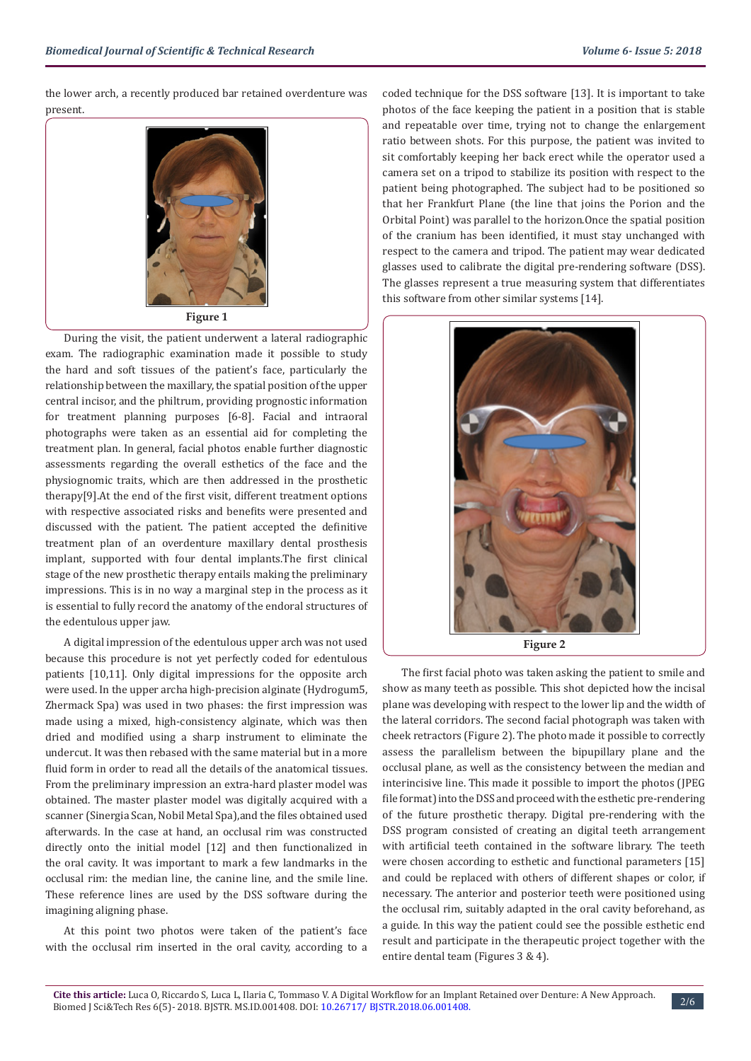the lower arch, a recently produced bar retained overdenture was present.

Figure 1

During the visit, the patient underwent a lateral radiographic exam. The radiographic examination made it possible to study the hard and soft tissues of the patient's face, particularly the relationship between the maxillary, the spatial position of the upper central incisor, and the philtrum, providing prognostic information for treatment planning purposes [6-8]. Facial and intraoral photographs were taken as an essential aid for completing the treatment plan. In general, facial photos enable further diagnostic assessments regarding the overall esthetics of the face and the physiognomic traits, which are then addressed in the prosthetic therapy[9].At the end of the first visit, different treatment options with respective associated risks and benefits were presented and discussed with the patient. The patient accepted the definitive treatment plan of an overdenture maxillary dental prosthesis implant, supported with four dental implants.The first clinical stage of the new prosthetic therapy entails making the preliminary impressions. This is in no way a marginal step in the process as it is essential to fully record the anatomy of the endoral structures of the edentulous upper jaw.

A digital impression of the edentulous upper arch was not used because this procedure is not yet perfectly coded for edentulous patients [10,11]. Only digital impressions for the opposite arch were used. In the upper archa high-precision alginate (Hydrogum5, Zhermack Spa) was used in two phases: the first impression was made using a mixed, high-consistency alginate, which was then dried and modified using a sharp instrument to eliminate the undercut. It was then rebased with the same material but in a more fluid form in order to read all the details of the anatomical tissues. From the preliminary impression an extra-hard plaster model was obtained. The master plaster model was digitally acquired with a scanner (Sinergia Scan, Nobil Metal Spa),and the files obtained used afterwards. In the case at hand, an occlusal rim was constructed directly onto the initial model [12] and then functionalized in the oral cavity. It was important to mark a few landmarks in the occlusal rim: the median line, the canine line, and the smile line. These reference lines are used by the DSS software during the imagining aligning phase.

At this point two photos were taken of the patient's face with the occlusal rim inserted in the oral cavity, according to a coded technique for the DSS software [13]. It is important to take photos of the face keeping the patient in a position that is stable and repeatable over time, trying not to change the enlargement ratio between shots. For this purpose, the patient was invited to sit comfortably keeping her back erect while the operator used a camera set on a tripod to stabilize its position with respect to the patient being photographed. The subject had to be positioned so that her Frankfurt Plane (the line that joins the Porion and the Orbital Point) was parallel to the horizon.Once the spatial position of the cranium has been identified, it must stay unchanged with respect to the camera and tripod. The patient may wear dedicated glasses used to calibrate the digital pre-rendering software (DSS). The glasses represent a true measuring system that differentiates this software from other similar systems [14].

Figure 2

The first facial photo was taken asking the patient to smile and show as many teeth as possible. This shot depicted how the incisal plane was developing with respect to the lower lip and the width of the lateral corridors. The second facial photograph was taken with cheek retractors (Figure 2). The photo made it possible to correctly assess the parallelism between the bipupillary plane and the occlusal plane, as well as the consistency between the median and interincisive line. This made it possible to import the photos (JPEG file format) into the DSS and proceed with the esthetic pre-rendering of the future prosthetic therapy. Digital pre-rendering with the DSS program consisted of creating an digital teeth arrangement with artificial teeth contained in the software library. The teeth were chosen according to esthetic and functional parameters [15] and could be replaced with others of different shapes or color, if necessary. The anterior and posterior teeth were positioned using the occlusal rim, suitably adapted in the oral cavity beforehand, as a guide. In this way the patient could see the possible esthetic end result and participate in the therapeutic project together with the entire dental team (Figures 3 & 4).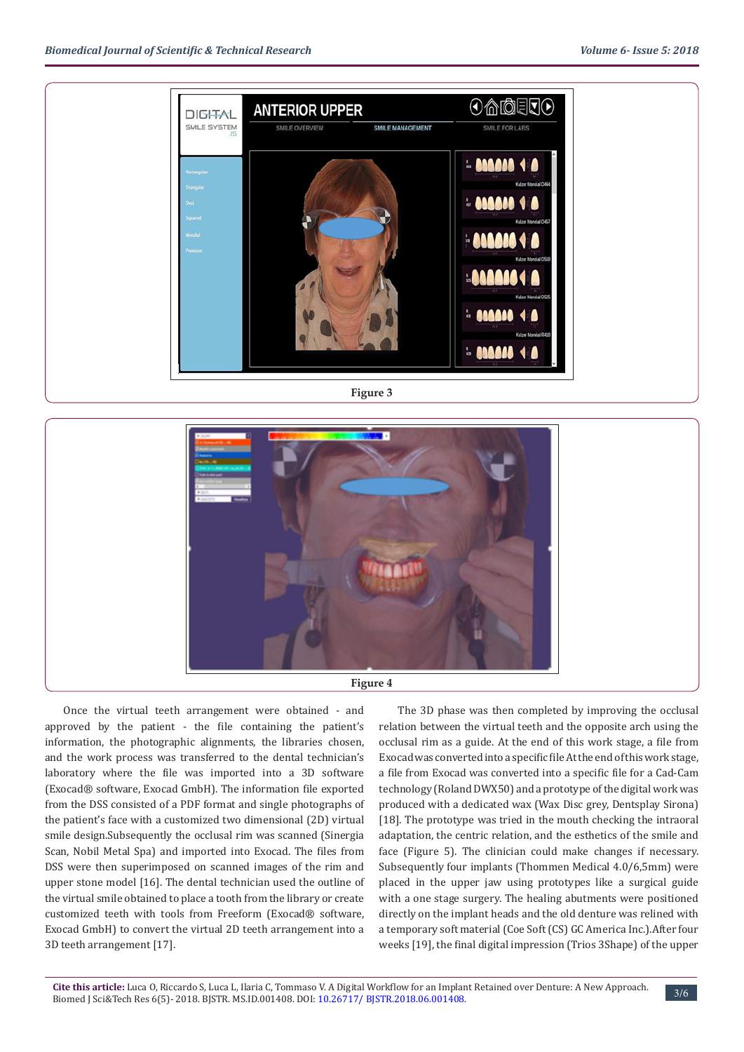Figure 3

Figure 4

Once the virtual teeth arrangement were obtained - and approved by the patient - the file containing the patient's information, the photographic alignments, the libraries chosen, and the work process was transferred to the dental technician's laboratory where the file was imported into a 3D software (Exocad® software, Exocad GmbH). The information file exported from the DSS consisted of a PDF format and single photographs of the patient's face with a customized two dimensional (2D) virtual smile design.Subsequently the occlusal rim was scanned (Sinergia Scan, Nobil Metal Spa) and imported into Exocad. The files from DSS were then superimposed on scanned images of the rim and upper stone model [16]. The dental technician used the outline of the virtual smile obtained to place a tooth from the library or create customized teeth with tools from Freeform (Exocad® software, Exocad GmbH) to convert the virtual 2D teeth arrangement into a 3D teeth arrangement [17].

The 3D phase was then completed by improving the occlusal relation between the virtual teeth and the opposite arch using the occlusal rim as a guide. At the end of this work stage, a file from Exocad was converted into a specific file At the end of this work stage, a file from Exocad was converted into a specific file for a Cad-Cam technology (Roland DWX50) and a prototype of the digital work was produced with a dedicated wax (Wax Disc grey, Dentsplay Sirona) [18]. The prototype was tried in the mouth checking the intraoral adaptation, the centric relation, and the esthetics of the smile and face (Figure 5). The clinician could make changes if necessary. Subsequently four implants (Thommen Medical 4.0/6,5mm) were placed in the upper jaw using prototypes like a surgical guide with a one stage surgery. The healing abutments were positioned directly on the implant heads and the old denture was relined with a temporary soft material (Coe Soft (CS) GC America Inc.).After four weeks [19], the final digital impression (Trios 3Shape) of the upper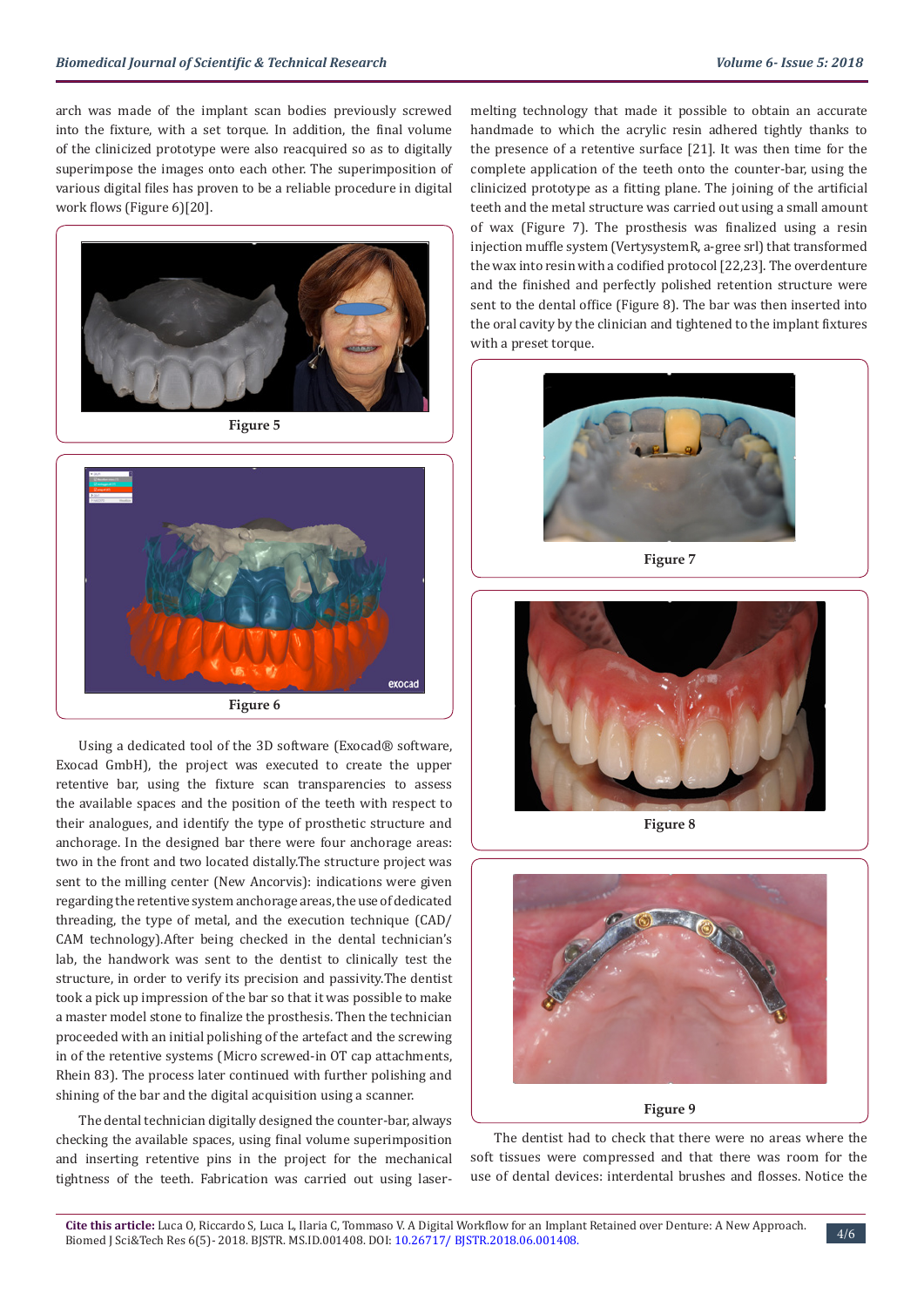arch was made of the implant scan bodies previously screwed into the fixture, with a set torque. In addition, the final volume of the clinicized prototype were also reacquired so as to digitally superimpose the images onto each other. The superimposition of various digital files has proven to be a reliable procedure in digital work flows (Figure 6)[20].

Figure 5

Figure 6

Using a dedicated tool of the 3D software (Exocad® software, Exocad GmbH), the project was executed to create the upper retentive bar, using the fixture scan transparencies to assess the available spaces and the position of the teeth with respect to their analogues, and identify the type of prosthetic structure and anchorage. In the designed bar there were four anchorage areas: two in the front and two located distally.The structure project was sent to the milling center (New Ancorvis): indications were given regarding the retentive system anchorage areas, the use of dedicated threading, the type of metal, and the execution technique (CAD/CAM technology).After being checked in the dental technician's lab, the handwork was sent to the dentist to clinically test the structure, in order to verify its precision and passivity.The dentist took a pick up impression of the bar so that it was possible to make a master model stone to finalize the prosthesis. Then the technician proceeded with an initial polishing of the artefact and the screwing in of the retentive systems (Micro screwed-in OT cap attachments, Rhein 83). The process later continued with further polishing and shining of the bar and the digital acquisition using a scanner.

The dental technician digitally designed the counter-bar, always checking the available spaces, using final volume superimposition and inserting retentive pins in the project for the mechanical tightness of the teeth. Fabrication was carried out using laser-melting technology that made it possible to obtain an accurate handmade to which the acrylic resin adhered tightly thanks to the presence of a retentive surface [21]. It was then time for the complete application of the teeth onto the counter-bar, using the clinicized prototype as a fitting plane. The joining of the artificial teeth and the metal structure was carried out using a small amount of wax (Figure 7). The prosthesis was finalized using a resin injection muffle system (VertysystemR, a-gree srl) that transformed the wax into resin with a codified protocol [22,23]. The overdenture and the finished and perfectly polished retention structure were sent to the dental office (Figure 8). The bar was then inserted into the oral cavity by the clinician and tightened to the implant fixtures with a preset torque.

Figure 7

Figure 8

Figure 9

The dentist had to check that there were no areas where the soft tissues were compressed and that there was room for the use of dental devices: interdental brushes and flosses. Notice the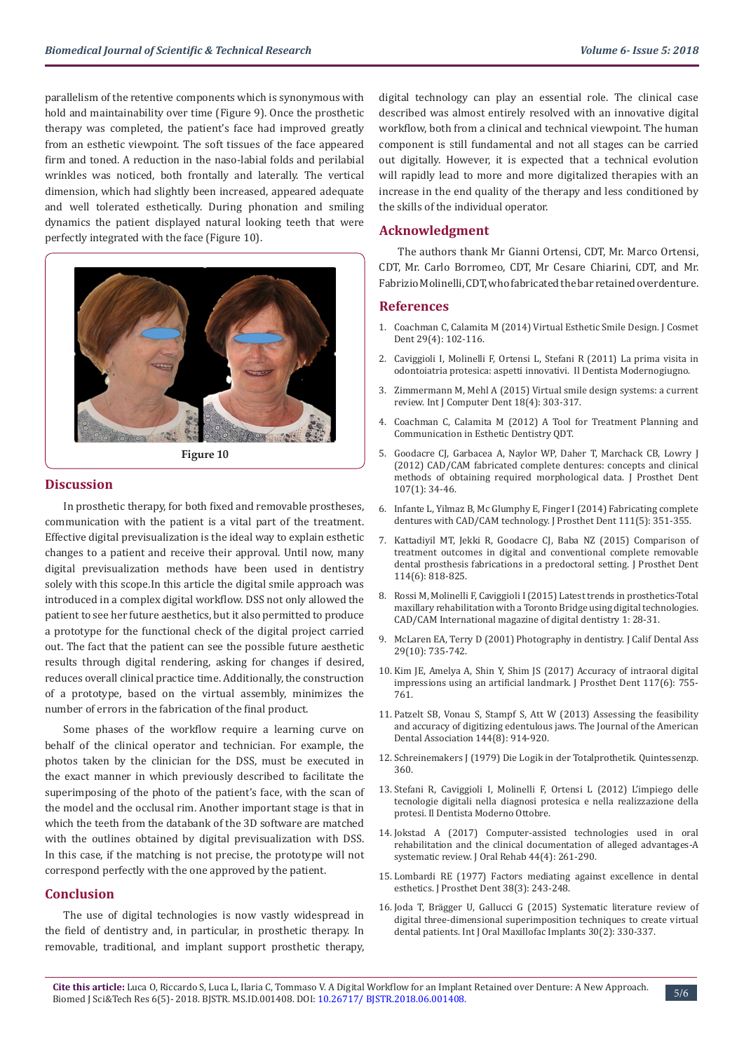parallelism of the retentive components which is synonymous with hold and maintainability over time (Figure 9). Once the prosthetic therapy was completed, the patient's face had improved greatly from an esthetic viewpoint. The soft tissues of the face appeared firm and toned. A reduction in the naso-labial folds and perilabial wrinkles was noticed, both frontally and laterally. The vertical dimension, which had slightly been increased, appeared adequate and well tolerated esthetically. During phonation and smiling dynamics the patient displayed natural looking teeth that were perfectly integrated with the face (Figure 10).

**Figure 10**

## Discussion

In prosthetic therapy, for both fixed and removable prostheses, communication with the patient is a vital part of the treatment. Effective digital previsualization is the ideal way to explain esthetic changes to a patient and receive their approval. Until now, many digital previsualization methods have been used in dentistry solely with this scope.In this article the digital smile approach was introduced in a complex digital workflow. DSS not only allowed the patient to see her future aesthetics, but it also permitted to produce a prototype for the functional check of the digital project carried out. The fact that the patient can see the possible future aesthetic results through digital rendering, asking for changes if desired, reduces overall clinical practice time. Additionally, the construction of a prototype, based on the virtual assembly, minimizes the number of errors in the fabrication of the final product.

Some phases of the workflow require a learning curve on behalf of the clinical operator and technician. For example, the photos taken by the clinician for the DSS, must be executed in the exact manner in which previously described to facilitate the superimposing of the photo of the patient's face, with the scan of the model and the occlusal rim. Another important stage is that in which the teeth from the databank of the 3D software are matched with the outlines obtained by digital previsualization with DSS. In this case, if the matching is not precise, the prototype will not correspond perfectly with the one approved by the patient.

## Conclusion

The use of digital technologies is now vastly widespread in the field of dentistry and, in particular, in prosthetic therapy. In removable, traditional, and implant support prosthetic therapy, digital technology can play an essential role. The clinical case described was almost entirely resolved with an innovative digital workflow, both from a clinical and technical viewpoint. The human component is still fundamental and not all stages can be carried out digitally. However, it is expected that a technical evolution will rapidly lead to more and more digitalized therapies with an increase in the end quality of the therapy and less conditioned by the skills of the individual operator.

## Acknowledgment

The authors thank Mr Gianni Ortensi, CDT, Mr. Marco Ortensi, CDT, Mr. Carlo Borromeo, CDT, Mr Cesare Chiarini, CDT, and Mr. Fabrizio Molinelli, CDT, who fabricated the bar retained overdenture.

## References

1. Coachman C, Calamita M (2014) Virtual Esthetic Smile Design. J Cosmet Dent 29(4): 102-116.
2. Caviggioli I, Molinelli F, Ortensi L, Stefani R (2011) La prima visita in odontoiatria protesica: aspetti innovativi. Il Dentista Modernogiugno.
3. Zimmermann M, Mehl A (2015) Virtual smile design systems: a current review. Int J Computer Dent 18(4): 303-317.
4. Coachman C, Calamita M (2012) A Tool for Treatment Planning and Communication in Esthetic Dentistry QDT.
5. Goodacre CJ, Garbacea A, Naylor WP, Daher T, Marchack CB, Lowry J (2012) CAD/CAM fabricated complete dentures: concepts and clinical methods of obtaining required morphological data. J Prosthet Dent 107(1): 34-46.
6. Infante L, Yilmaz B, Mc Glumphy E, Finger I (2014) Fabricating complete dentures with CAD/CAM technology. J Prosthet Dent 111(5): 351-355.
7. Kattadiyil MT, Jekki R, Goodacre CJ, Baba NZ (2015) Comparison of treatment outcomes in digital and conventional complete removable dental prosthesis fabrications in a predoctoral setting. J Prosthet Dent 114(6): 818-825.
8. Rossi M, Molinelli F, Caviggioli I (2015) Latest trends in prosthetics-Total maxillary rehabilitation with a Toronto Bridge using digital technologies. CAD/CAM International magazine of digital dentistry 1: 28-31.
9. McLaren EA, Terry D (2001) Photography in dentistry. J Calif Dental Ass 29(10): 735-742.
10. Kim JE, Amelya A, Shin Y, Shim JS (2017) Accuracy of intraoral digital impressions using an artificial landmark. J Prosthet Dent 117(6): 755-761.
11. Patzelt SB, Vonau S, Stampf S, Att W (2013) Assessing the feasibility and accuracy of digitizing edentulous jaws. The Journal of the American Dental Association 144(8): 914-920.
12. Schreinemakers J (1979) Die Logik in der Totalprothetik. Quintessenzp. 360.
13. Stefani R, Caviggioli I, Molinelli F, Ortensi L (2012) L'impiego delle tecnologie digitali nella diagnosi protesica e nella realizzazione della protesi. Il Dentista Moderno Ottobre.
14. Jokstad A (2017) Computer-assisted technologies used in oral rehabilitation and the clinical documentation of alleged advantages-A systematic review. J Oral Rehab 44(4): 261-290.
15. Lombardi RE (1977) Factors mediating against excellence in dental esthetics. J Prosthet Dent 38(3): 243-248.
16. Joda T, Brägger U, Gallucci G (2015) Systematic literature review of digital three-dimensional superimposition techniques to create virtual dental patients. Int J Oral Maxillofac Implants 30(2): 330-337.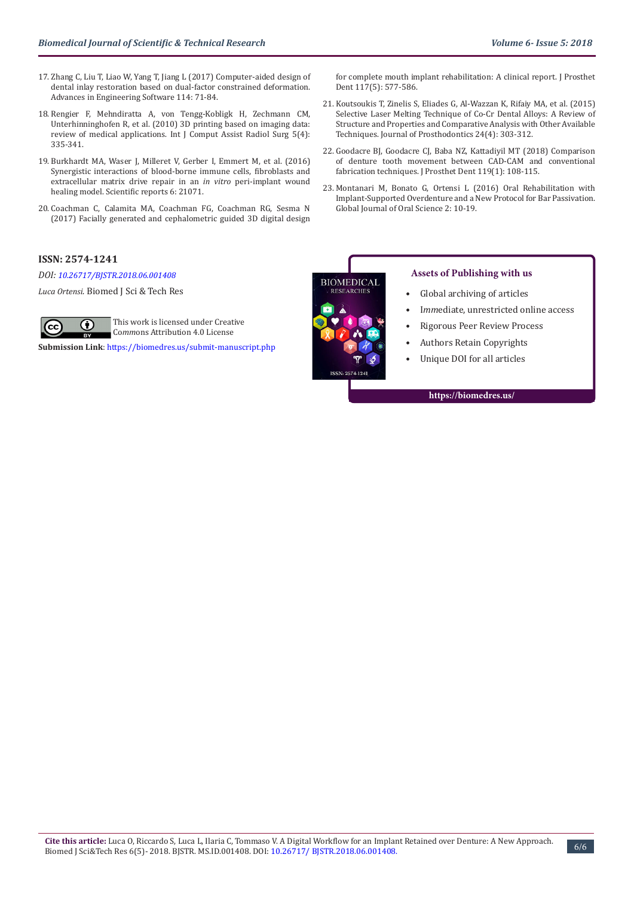17. Zhang C, Liu T, Liao W, Yang T, Jiang L (2017) Computer-aided design of dental inlay restoration based on dual-factor constrained deformation. Advances in Engineering Software 114: 71-84.

18. Rengier F, Mehndiratta A, von Tengg-Kobligk H, Zechmann CM, Unterhinninghofen R, et al. (2010) 3D printing based on imaging data: review of medical applications. Int J Comput Assist Radiol Surg 5(4): 335-341.

19. Burkhardt MA, Waser J, Milleret V, Gerber I, Emmert M, et al. (2016) Synergistic interactions of blood-borne immune cells, fibroblasts and extracellular matrix drive repair in an *in vitro* peri-implant wound healing model. Scientific reports 6: 21071.

20. Coachman C, Calamita MA, Coachman FG, Coachman RG, Sesma N (2017) Facially generated and cephalometric guided 3D digital design for complete mouth implant rehabilitation: A clinical report. J Prosthet Dent 117(5): 577-586.

21. Koutsoukis T, Zinelis S, Eliades G, Al-Wazzan K, Rifaiy MA, et al. (2015) Selective Laser Melting Technique of Co-Cr Dental Alloys: A Review of Structure and Properties and Comparative Analysis with Other Available Techniques. Journal of Prosthodontics 24(4): 303-312.

22. Goodacre BJ, Goodacre CJ, Baba NZ, Kattadiyil MT (2018) Comparison of denture tooth movement between CAD-CAM and conventional fabrication techniques. J Prosthet Dent 119(1): 108-115.

23. Montanari M, Bonato G, Ortensi L (2016) Oral Rehabilitation with Implant-Supported Overdenture and a New Protocol for Bar Passivation. Global Journal of Oral Science 2: 10-19.

**ISSN: 2574-1241**

*DOI: 10.26717/BJSTR.2018.06.001408*

*Luca Ortensi.* Biomed J Sci & Tech Res

This work is licensed under Creative Commons Attribution 4.0 License

**Submission Link**: https://biomedres.us/submit-manuscript.php

BIOMEDICAL RESEARCHES

ISSN: 2574-1241

**Assets of Publishing with us**

- Global archiving of articles
- Immediate, unrestricted online access
- Rigorous Peer Review Process
- Authors Retain Copyrights
- Unique DOI for all articles

**https://biomedres.us/**

**Cite this article:** Luca O, Riccardo S, Luca L, Ilaria C, Tommaso V. A Digital Workflow for an Implant Retained over Denture: A New Approach. Biomed J Sci&Tech Res 6(5)- 2018. BJSTR. MS.ID.001408. DOI: 10.26717/ BJSTR.2018.06.001408.